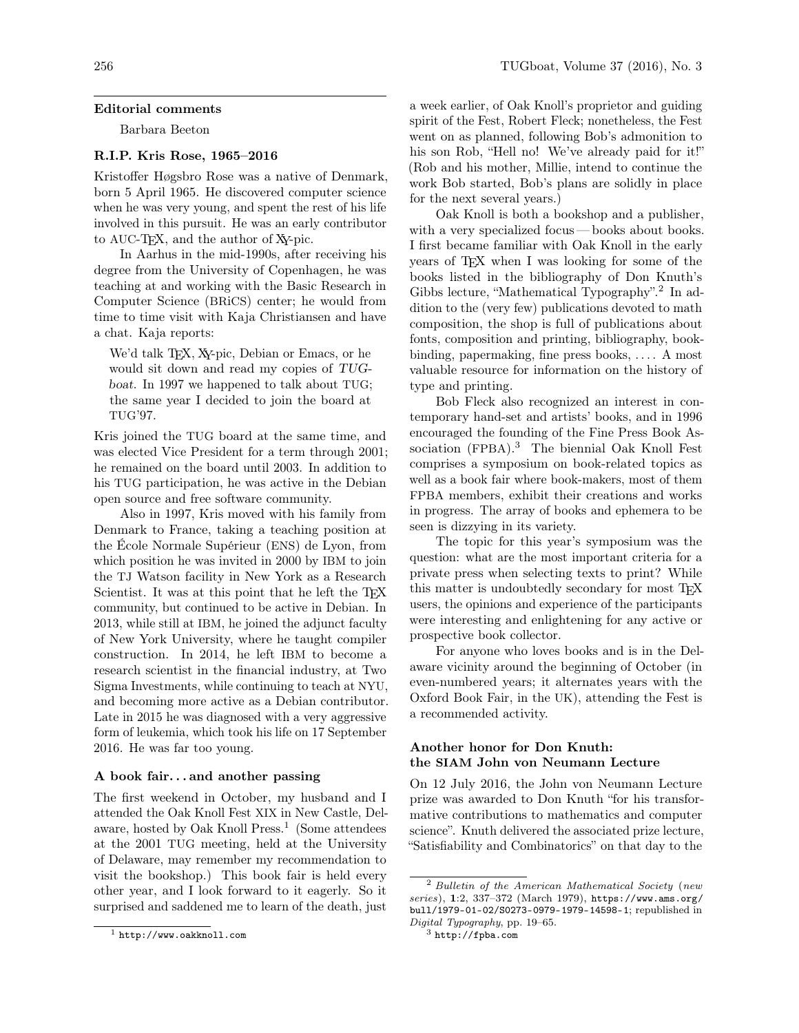**Editorial comments**

Barbara Beeton

### R.I.P. Kris Rose, 1965–2016

Kristoffer Høgsbro Rose was a native of Denmark, born 5 April 1965. He discovered computer science when he was very young, and spent the rest of his life involved in this pursuit. He was an early contributor to AUC-TEX, and the author of XY-pic.

In Aarhus in the mid-1990s, after receiving his degree from the University of Copenhagen, he was teaching at and working with the Basic Research in Computer Science (BRiCS) center; he would from time to time visit with Kaja Christiansen and have a chat. Kaja reports:

> We'd talk TEX, XY-pic, Debian or Emacs, or he would sit down and read my copies of *TUGboat*. In 1997 we happened to talk about TUG; the same year I decided to join the board at TUG'97.

Kris joined the TUG board at the same time, and was elected Vice President for a term through 2001; he remained on the board until 2003. In addition to his TUG participation, he was active in the Debian open source and free software community.

Also in 1997, Kris moved with his family from Denmark to France, taking a teaching position at the École Normale Supérieur (ENS) de Lyon, from which position he was invited in 2000 by IBM to join the TJ Watson facility in New York as a Research Scientist. It was at this point that he left the TEX community, but continued to be active in Debian. In 2013, while still at IBM, he joined the adjunct faculty of New York University, where he taught compiler construction. In 2014, he left IBM to become a research scientist in the financial industry, at Two Sigma Investments, while continuing to teach at NYU, and becoming more active as a Debian contributor. Late in 2015 he was diagnosed with a very aggressive form of leukemia, which took his life on 17 September 2016. He was far too young.

### A book fair... and another passing

The first weekend in October, my husband and I attended the Oak Knoll Fest XIX in New Castle, Delaware, hosted by Oak Knoll Press.[1] (Some attendees at the 2001 TUG meeting, held at the University of Delaware, may remember my recommendation to visit the bookshop.) This book fair is held every other year, and I look forward to it eagerly. So it surprised and saddened me to learn of the death, just a week earlier, of Oak Knoll's proprietor and guiding spirit of the Fest, Robert Fleck; nonetheless, the Fest went on as planned, following Bob's admonition to his son Rob, "Hell no! We've already paid for it!" (Rob and his mother, Millie, intend to continue the work Bob started, Bob's plans are solidly in place for the next several years.)

Oak Knoll is both a bookshop and a publisher, with a very specialized focus — books about books. I first became familiar with Oak Knoll in the early years of TEX when I was looking for some of the books listed in the bibliography of Don Knuth's Gibbs lecture, "Mathematical Typography".[2] In addition to the (very few) publications devoted to math composition, the shop is full of publications about fonts, composition and printing, bibliography, bookbinding, papermaking, fine press books, .... A most valuable resource for information on the history of type and printing.

Bob Fleck also recognized an interest in contemporary hand-set and artists' books, and in 1996 encouraged the founding of the Fine Press Book Association (FPBA).[3] The biennial Oak Knoll Fest comprises a symposium on book-related topics as well as a book fair where book-makers, most of them FPBA members, exhibit their creations and works in progress. The array of books and ephemera to be seen is dizzying in its variety.

The topic for this year's symposium was the question: what are the most important criteria for a private press when selecting texts to print? While this matter is undoubtedly secondary for most TEX users, the opinions and experience of the participants were interesting and enlightening for any active or prospective book collector.

For anyone who loves books and is in the Delaware vicinity around the beginning of October (in even-numbered years; it alternates years with the Oxford Book Fair, in the UK), attending the Fest is a recommended activity.

### Another honor for Don Knuth: the SIAM John von Neumann Lecture

On 12 July 2016, the John von Neumann Lecture prize was awarded to Don Knuth "for his transformative contributions to mathematics and computer science". Knuth delivered the associated prize lecture, "Satisfiability and Combinatorics" on that day to the

---

[1] http://www.oakknoll.com

[2] *Bulletin of the American Mathematical Society* (*new series*), **1**:2, 337–372 (March 1979), https://www.ams.org/bull/1979-01-02/S0273-0979-1979-14598-1; republished in *Digital Typography*, pp. 19–65.

[3] http://fpba.com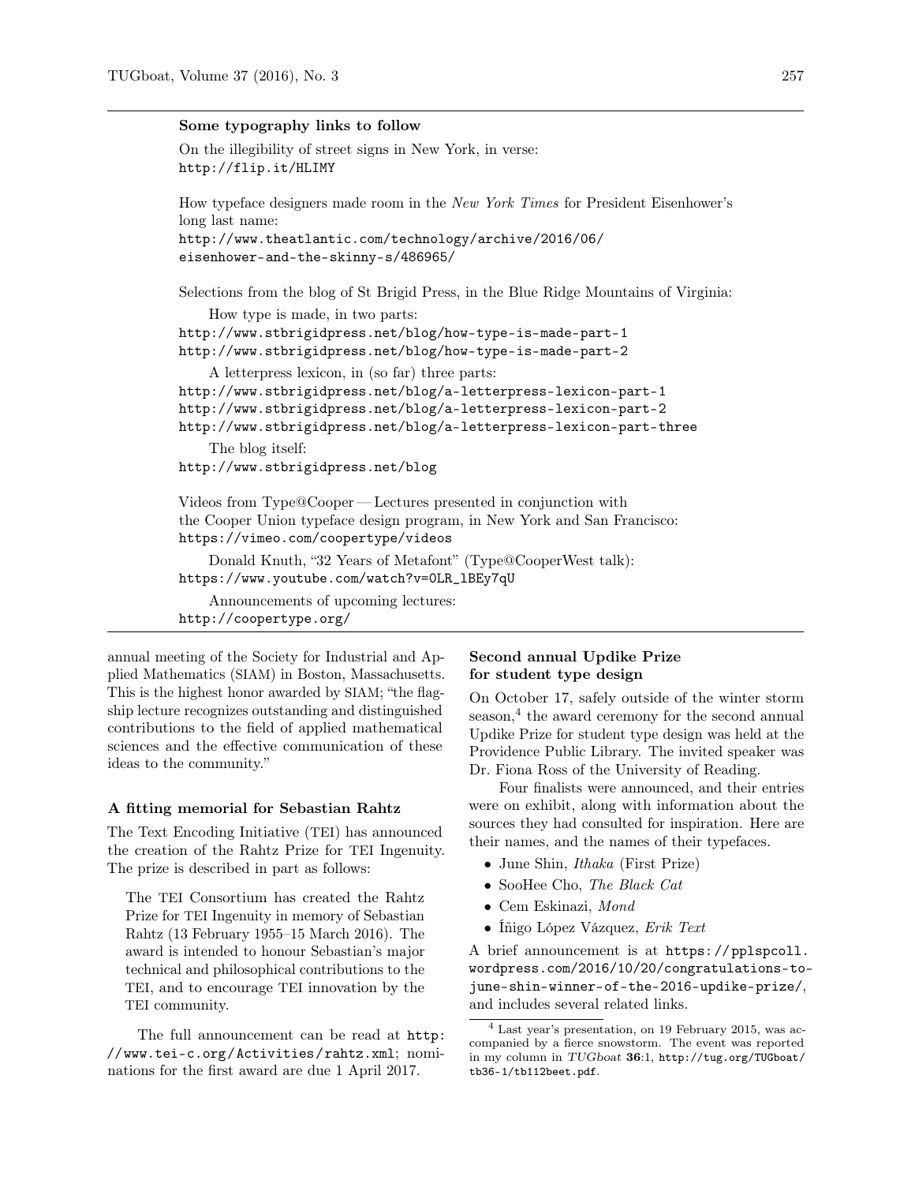### Some typography links to follow

On the illegibility of street signs in New York, in verse:
http://flip.it/HLIMY

How typeface designers made room in the *New York Times* for President Eisenhower's long last name:
http://www.theatlantic.com/technology/archive/2016/06/eisenhower-and-the-skinny-s/486965/

Selections from the blog of St Brigid Press, in the Blue Ridge Mountains of Virginia:

How type is made, in two parts:
http://www.stbrigidpress.net/blog/how-type-is-made-part-1
http://www.stbrigidpress.net/blog/how-type-is-made-part-2

A letterpress lexicon, in (so far) three parts:
http://www.stbrigidpress.net/blog/a-letterpress-lexicon-part-1
http://www.stbrigidpress.net/blog/a-letterpress-lexicon-part-2
http://www.stbrigidpress.net/blog/a-letterpress-lexicon-part-three

The blog itself:
http://www.stbrigidpress.net/blog

Videos from Type@Cooper — Lectures presented in conjunction with the Cooper Union typeface design program, in New York and San Francisco:
https://vimeo.com/coopertype/videos

Donald Knuth, "32 Years of Metafont" (Type@CooperWest talk):
https://www.youtube.com/watch?v=0LR_lBEy7qU

Announcements of upcoming lectures:
http://coopertype.org/

---

annual meeting of the Society for Industrial and Applied Mathematics (SIAM) in Boston, Massachusetts. This is the highest honor awarded by SIAM; "the flagship lecture recognizes outstanding and distinguished contributions to the field of applied mathematical sciences and the effective communication of these ideas to the community."

### A fitting memorial for Sebastian Rahtz

The Text Encoding Initiative (TEI) has announced the creation of the Rahtz Prize for TEI Ingenuity. The prize is described in part as follows:

> The TEI Consortium has created the Rahtz Prize for TEI Ingenuity in memory of Sebastian Rahtz (13 February 1955–15 March 2016). The award is intended to honour Sebastian's major technical and philosophical contributions to the TEI, and to encourage TEI innovation by the TEI community.

The full announcement can be read at http://www.tei-c.org/Activities/rahtz.xml; nominations for the first award are due 1 April 2017.

### Second annual Updike Prize for student type design

On October 17, safely outside of the winter storm season,[4] the award ceremony for the second annual Updike Prize for student type design was held at the Providence Public Library. The invited speaker was Dr. Fiona Ross of the University of Reading.

Four finalists were announced, and their entries were on exhibit, along with information about the sources they had consulted for inspiration. Here are their names, and the names of their typefaces.

- June Shin, *Ithaka* (First Prize)
- SooHee Cho, *The Black Cat*
- Cem Eskinazi, *Mond*
- Íñigo López Vázquez, *Erik Text*

A brief announcement is at https://pplspcoll.wordpress.com/2016/10/20/congratulations-to-june-shin-winner-of-the-2016-updike-prize/, and includes several related links.

[4] Last year's presentation, on 19 February 2015, was accompanied by a fierce snowstorm. The event was reported in my column in *TUGboat* **36**:1, http://tug.org/TUGboat/tb36-1/tb112beet.pdf.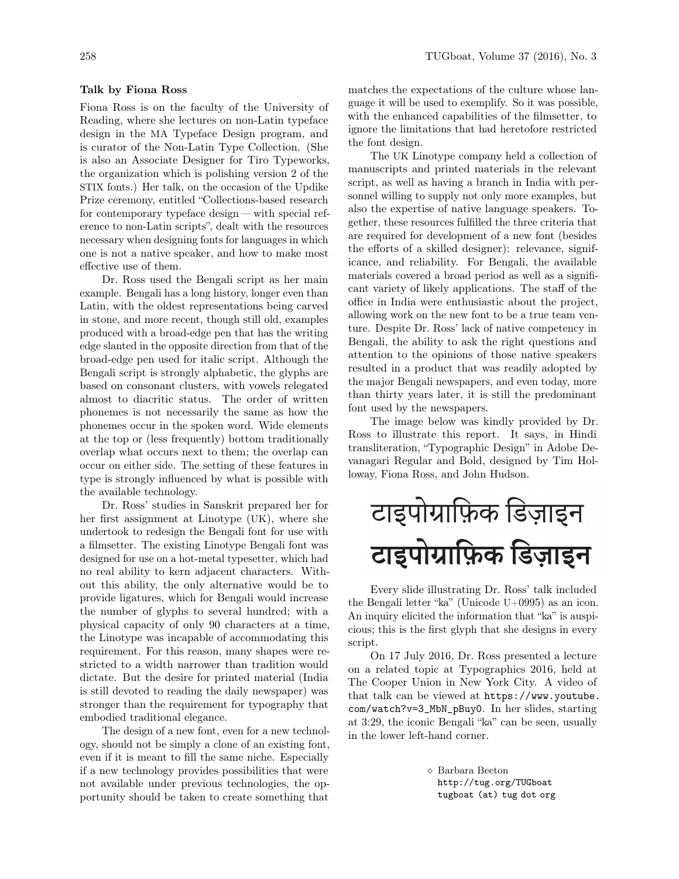**Talk by Fiona Ross**

Fiona Ross is on the faculty of the University of Reading, where she lectures on non-Latin typeface design in the MA Typeface Design program, and is curator of the Non-Latin Type Collection. (She is also an Associate Designer for Tiro Typeworks, the organization which is polishing version 2 of the STIX fonts.) Her talk, on the occasion of the Updike Prize ceremony, entitled "Collections-based research for contemporary typeface design — with special reference to non-Latin scripts", dealt with the resources necessary when designing fonts for languages in which one is not a native speaker, and how to make most effective use of them.

Dr. Ross used the Bengali script as her main example. Bengali has a long history, longer even than Latin, with the oldest representations being carved in stone, and more recent, though still old, examples produced with a broad-edge pen that has the writing edge slanted in the opposite direction from that of the broad-edge pen used for italic script. Although the Bengali script is strongly alphabetic, the glyphs are based on consonant clusters, with vowels relegated almost to diacritic status. The order of written phonemes is not necessarily the same as how the phonemes occur in the spoken word. Wide elements at the top or (less frequently) bottom traditionally overlap what occurs next to them; the overlap can occur on either side. The setting of these features in type is strongly influenced by what is possible with the available technology.

Dr. Ross' studies in Sanskrit prepared her for her first assignment at Linotype (UK), where she undertook to redesign the Bengali font for use with a filmsetter. The existing Linotype Bengali font was designed for use on a hot-metal typesetter, which had no real ability to kern adjacent characters. Without this ability, the only alternative would be to provide ligatures, which for Bengali would increase the number of glyphs to several hundred; with a physical capacity of only 90 characters at a time, the Linotype was incapable of accommodating this requirement. For this reason, many shapes were restricted to a width narrower than tradition would dictate. But the desire for printed material (India is still devoted to reading the daily newspaper) was stronger than the requirement for typography that embodied traditional elegance.

The design of a new font, even for a new technology, should not be simply a clone of an existing font, even if it is meant to fill the same niche. Especially if a new technology provides possibilities that were not available under previous technologies, the opportunity should be taken to create something that matches the expectations of the culture whose language it will be used to exemplify. So it was possible, with the enhanced capabilities of the filmsetter, to ignore the limitations that had heretofore restricted the font design.

The UK Linotype company held a collection of manuscripts and printed materials in the relevant script, as well as having a branch in India with personnel willing to supply not only more examples, but also the expertise of native language speakers. Together, these resources fulfilled the three criteria that are required for development of a new font (besides the efforts of a skilled designer): relevance, significance, and reliability. For Bengali, the available materials covered a broad period as well as a significant variety of likely applications. The staff of the office in India were enthusiastic about the project, allowing work on the new font to be a true team venture. Despite Dr. Ross' lack of native competency in Bengali, the ability to ask the right questions and attention to the opinions of those native speakers resulted in a product that was readily adopted by the major Bengali newspapers, and even today, more than thirty years later, it is still the predominant font used by the newspapers.

The image below was kindly provided by Dr. Ross to illustrate this report. It says, in Hindi transliteration, "Typographic Design" in Adobe Devanagari Regular and Bold, designed by Tim Holloway, Fiona Ross, and John Hudson.

टाइपोग्राफ़िक डिज़ाइन

**टाइपोग्राफ़िक डिज़ाइन**

Every slide illustrating Dr. Ross' talk included the Bengali letter "ka" (Unicode U+0995) as an icon. An inquiry elicited the information that "ka" is auspicious; this is the first glyph that she designs in every script.

On 17 July 2016, Dr. Ross presented a lecture on a related topic at Typographics 2016, held at The Cooper Union in New York City. A video of that talk can be viewed at https://www.youtube.com/watch?v=3_MbN_pBuy0. In her slides, starting at 3:29, the iconic Bengali "ka" can be seen, usually in the lower left-hand corner.

◇ Barbara Beeton
http://tug.org/TUGboat
tugboat (at) tug dot org